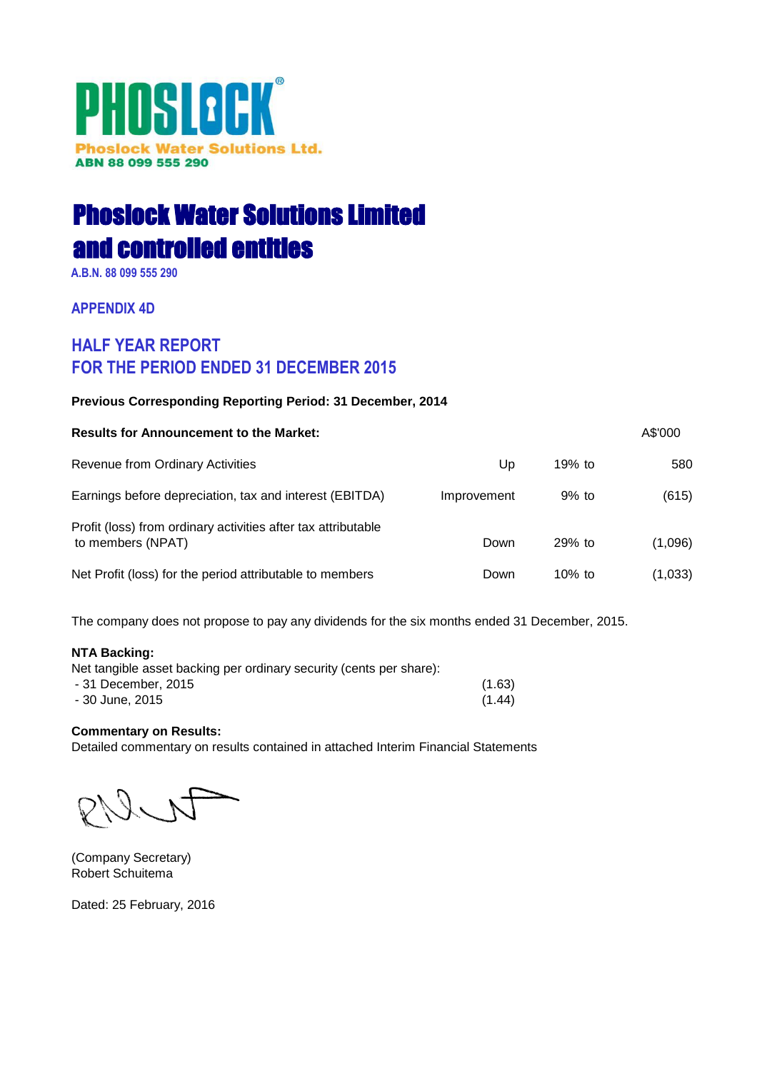**PHOSLOCK®**

**Phoslock Water Solutions Ltd.**
**ABN 88 099 555 290**

# Phoslock Water Solutions Limited and controlled entities

**A.B.N. 88 099 555 290**

## APPENDIX 4D

## HALF YEAR REPORT FOR THE PERIOD ENDED 31 DECEMBER 2015

**Previous Corresponding Reporting Period: 31 December, 2014**

| **Results for Announcement to the Market:** | | | A$'000 |
|---|---|---|---|
| Revenue from Ordinary Activities | Up | 19% to | 580 |
| Earnings before depreciation, tax and interest (EBITDA) | Improvement | 9% to | (615) |
| Profit (loss) from ordinary activities after tax attributable to members (NPAT) | Down | 29% to | (1,096) |
| Net Profit (loss) for the period attributable to members | Down | 10% to | (1,033) |

The company does not propose to pay any dividends for the six months ended 31 December, 2015.

**NTA Backing:**
Net tangible asset backing per ordinary security (cents per share):

| | |
|---|---|
| - 31 December, 2015 | (1.63) |
| - 30 June, 2015 | (1.44) |

**Commentary on Results:**
Detailed commentary on results contained in attached Interim Financial Statements

(Company Secretary)
Robert Schuitema

Dated: 25 February, 2016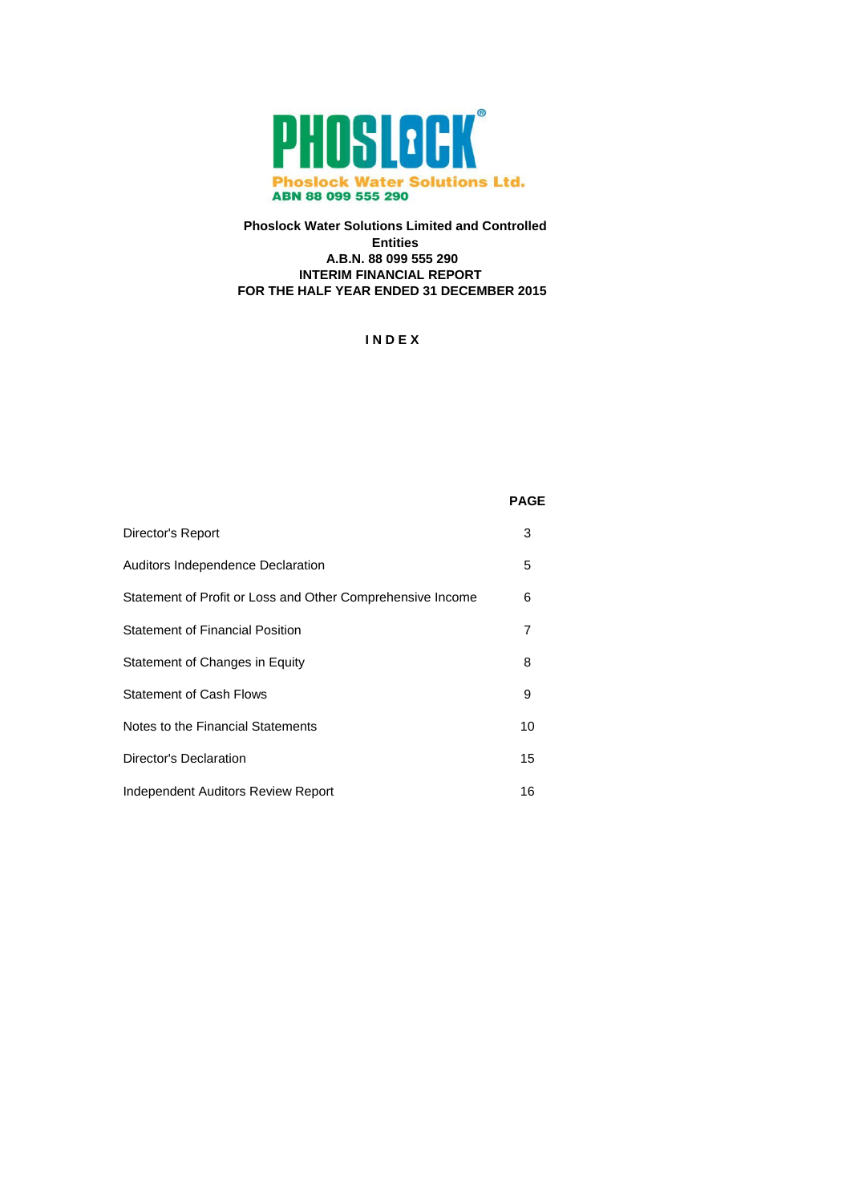PHOSLOCK®

Phoslock Water Solutions Ltd.
ABN 88 099 555 290

**Phoslock Water Solutions Limited and Controlled Entities**
**A.B.N. 88 099 555 290**
**INTERIM FINANCIAL REPORT**
**FOR THE HALF YEAR ENDED 31 DECEMBER 2015**

**I N D E X**

| | **PAGE** |
|---|---|
| Director's Report | 3 |
| Auditors Independence Declaration | 5 |
| Statement of Profit or Loss and Other Comprehensive Income | 6 |
| Statement of Financial Position | 7 |
| Statement of Changes in Equity | 8 |
| Statement of Cash Flows | 9 |
| Notes to the Financial Statements | 10 |
| Director's Declaration | 15 |
| Independent Auditors Review Report | 16 |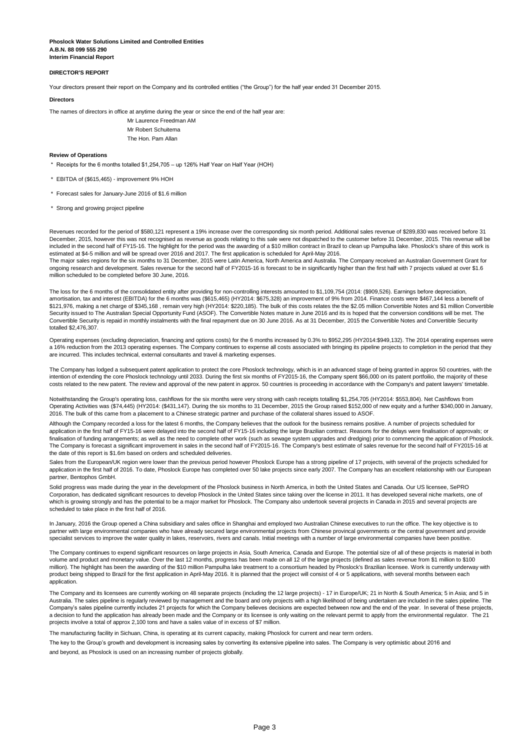**Phoslock Water Solutions Limited and Controlled Entities**
**A.B.N. 88 099 555 290**
**Interim Financial Report**

**DIRECTOR'S REPORT**

Your directors present their report on the Company and its controlled entities ("the Group") for the half year ended 31 December 2015.

**Directors**

The names of directors in office at anytime during the year or since the end of the half year are:

Mr Laurence Freedman AM
Mr Robert Schuitema
The Hon. Pam Allan

**Review of Operations**

* Receipts for the 6 months totalled $1,254,705 – up 126% Half Year on Half Year (HOH)
* EBITDA of ($615,465) - improvement 9% HOH
* Forecast sales for January-June 2016 of $1.6 million
* Strong and growing project pipeline

Revenues recorded for the period of $580,121 represent a 19% increase over the corresponding six month period. Additional sales revenue of $289,830 was received before 31 December, 2015, however this was not recognised as revenue as goods relating to this sale were not dispatched to the customer before 31 December, 2015. This revenue will be included in the second half of FY15-16. The highlight for the period was the awarding of a $10 million contract in Brazil to clean up Pampulha lake. Phoslock's share of this work is estimated at $4-5 million and will be spread over 2016 and 2017. The first application is scheduled for April-May 2016.
The major sales regions for the six months to 31 December, 2015 were Latin America, North America and Australia. The Company received an Australian Government Grant for ongoing research and development. Sales revenue for the second half of FY2015-16 is forecast to be in significantly higher than the first half with 7 projects valued at over $1.6 million scheduled to be completed before 30 June, 2016.

The loss for the 6 months of the consolidated entity after providing for non-controlling interests amounted to $1,109,754 (2014: ($909,526). Earnings before depreciation, amortisation, tax and interest (EBITDA) for the 6 months was ($615,465) (HY2014: $675,328) an improvement of 9% from 2014. Finance costs were $467,144 less a benefit of $121,976, making a net charge of $345,168 , remain very high (HY2014: $220,185). The bulk of this costs relates the the $2.05 million Convertible Notes and $1 million Convertible Security issued to The Australian Special Opportunity Fund (ASOF). The Convertible Notes mature in June 2016 and its is hoped that the conversion conditions will be met. The Convertible Security is repaid in monthly instalments with the final repayment due on 30 June 2016. As at 31 December, 2015 the Convertible Notes and Convertible Security totalled $2,476,307.

Operating expenses (excluding depreciation, financing and options costs) for the 6 months increased by 0.3% to $952,295 (HY2014:$949,132). The 2014 operating expenses were a 16% reduction from the 2013 operating expenses. The Company continues to expense all costs associated with bringing its pipeline projects to completion in the period that they are incurred. This includes technical, external consultants and travel & marketing expenses.

The Company has lodged a subsequent patent application to protect the core Phoslock technology, which is in an advanced stage of being granted in approx 50 countries, with the intention of extending the core Phoslock technology until 2033. During the first six months of FY2015-16, the Company spent $66,000 on its patent portfoilio, the majority of these costs related to the new patent. The review and approval of the new patent in approx. 50 countries is proceeding in accordance with the Company's and patent lawyers' timetable.

Notwithstanding the Group's operating loss, cashflows for the six months were very strong with cash receipts totalling $1,254,705 (HY2014: $553,804). Net Cashflows from Operating Activities was ($74,445) (HY2014: ($431,147). During the six months to 31 December, 2015 the Group raised $152,000 of new equity and a further $340,000 in January, 2016. The bulk of this came from a placement to a Chinese strategic partner and purchase of the collateral shares issued to ASOF.

Although the Company recorded a loss for the latest 6 months, the Company believes that the outlook for the business remains positive. A number of projects scheduled for application in the first half of FY15-16 were delayed into the second half of FY15-16 including the large Brazilian contract. Reasons for the delays were finalisation of approvals; or finalisation of funding arrangements; as well as the need to complete other work (such as sewage system upgrades and dredging) prior to commencing the application of Phoslock. The Company is forecast a significant improvement in sales in the second half of FY2015-16. The Company's best estimate of sales revenue for the second half of FY2015-16 at the date of this report is $1.6m based on orders and scheduled deliveries.

Sales from the European/UK region were lower than the previous period however Phoslock Europe has a strong pipeline of 17 projects, with several of the projects scheduled for application in the first half of 2016. To date, Phoslock Europe has completed over 50 lake projects since early 2007. The Company has an excellent relationship with our European partner, Bentophos GmbH.

Solid progress was made during the year in the development of the Phoslock business in North America, in both the United States and Canada. Our US licensee, SePRO Corporation, has dedicated significant resources to develop Phoslock in the United States since taking over the license in 2011. It has developed several niche markets, one of which is growing strongly and has the potential to be a major market for Phoslock. The Company also undertook several projects in Canada in 2015 and several projects are scheduled to take place in the first half of 2016.

In January, 2016 the Group opened a China subsidiary and sales office in Shanghai and employed two Australian Chinese executives to run the office. The key objective is to partner with large environmental companies who have already secured large environmental projects from Chinese provincal governments or the central government and provide specialist services to improve the water quality in lakes, reservoirs, rivers and canals. Initial meetings with a number of large environmental companies have been positive.

The Company continues to expend significant resources on large projects in Asia, South America, Canada and Europe. The potential size of all of these projects is material in both volume and product and monetary value. Over the last 12 months, progress has been made on all 12 of the large projects (defined as sales revenue from $1 million to $100 million). The highlight has been the awarding of the $10 million Pampulha lake treatment to a consortium headed by Phoslock's Brazilian licensee. Work is currently underway with product being shipped to Brazil for the first application in April-May 2016. It is planned that the project will consist of 4 or 5 applications, with several months between each application.

The Company and its licensees are currently working on 48 separate projects (including the 12 large projects) - 17 in Europe/UK; 21 in North & South America; 5 in Asia; and 5 in Australia. The sales pipeline is regularly reviewed by management and the board and only projects with a high likelihood of being undertaken are included in the sales pipeline. The Company's sales pipeline currently includes 21 projects for which the Company believes decisions are expected between now and the end of the year. In several of these projects, a decision to fund the application has already been made and the Company or its licensee is only waiting on the relevant permit to apply from the environmental regulator. The 21 projects involve a total of approx 2,100 tons and have a sales value of in excess of $7 million.

The manufacturing facility in Sichuan, China, is operating at its current capacity, making Phoslock for current and near term orders.

The key to the Group's growth and development is increasing sales by converting its extensive pipeline into sales. The Company is very optimistic about 2016 and and beyond, as Phoslock is used on an increasing number of projects globally.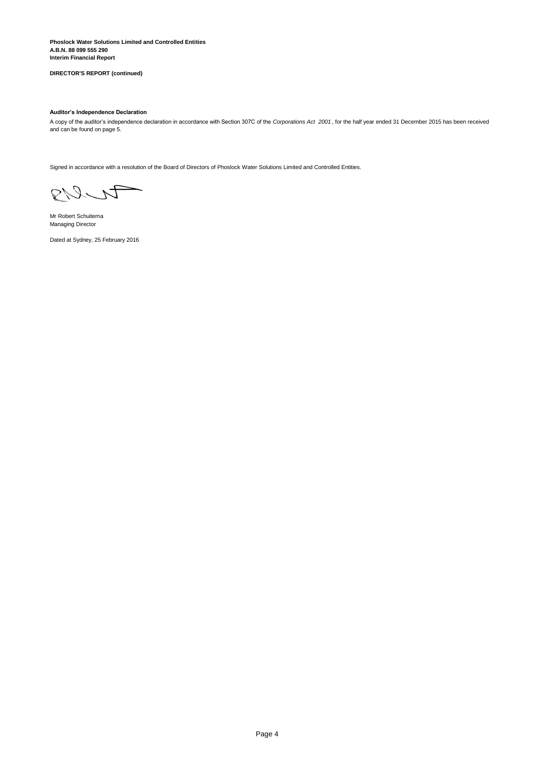**Phoslock Water Solutions Limited and Controlled Entities**
**A.B.N. 88 099 555 290**
**Interim Financial Report**

**DIRECTOR'S REPORT (continued)**

**Auditor's Independence Declaration**

A copy of the auditor's independence declaration in accordance with Section 307C of the *Corporations Act 2001*, for the half year ended 31 December 2015 has been received and can be found on page 5.

Signed in accordance with a resolution of the Board of Directors of Phoslock Water Solutions Limited and Controlled Entities.

Mr Robert Schuitema
Managing Director

Dated at Sydney, 25 February 2016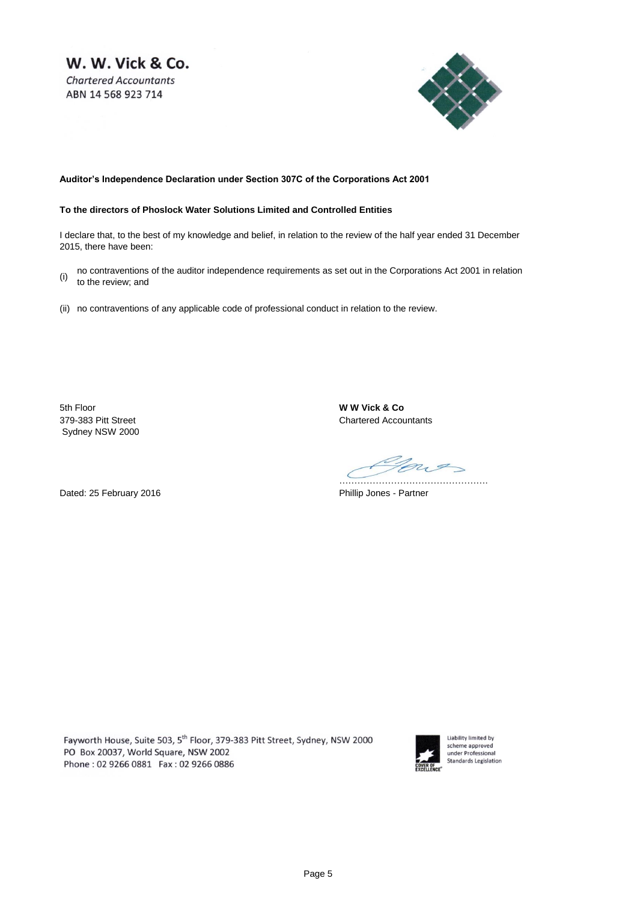**W. W. Vick & Co.**

*Chartered Accountants*

ABN 14 568 923 714

**Auditor's Independence Declaration under Section 307C of the Corporations Act 2001**

**To the directors of Phoslock Water Solutions Limited and Controlled Entities**

I declare that, to the best of my knowledge and belief, in relation to the review of the half year ended 31 December 2015, there have been:

(i) no contraventions of the auditor independence requirements as set out in the Corporations Act 2001 in relation to the review; and

(ii) no contraventions of any applicable code of professional conduct in relation to the review.

5th Floor
379-383 Pitt Street
Sydney NSW 2000

Dated: 25 February 2016

**W W Vick & Co**
Chartered Accountants

.................................................
Phillip Jones - Partner

Fayworth House, Suite 503, 5th Floor, 379-383 Pitt Street, Sydney, NSW 2000
PO Box 20037, World Square, NSW 2002
Phone : 02 9266 0881 Fax : 02 9266 0886

Liability limited by scheme approved under Professional Standards Legislation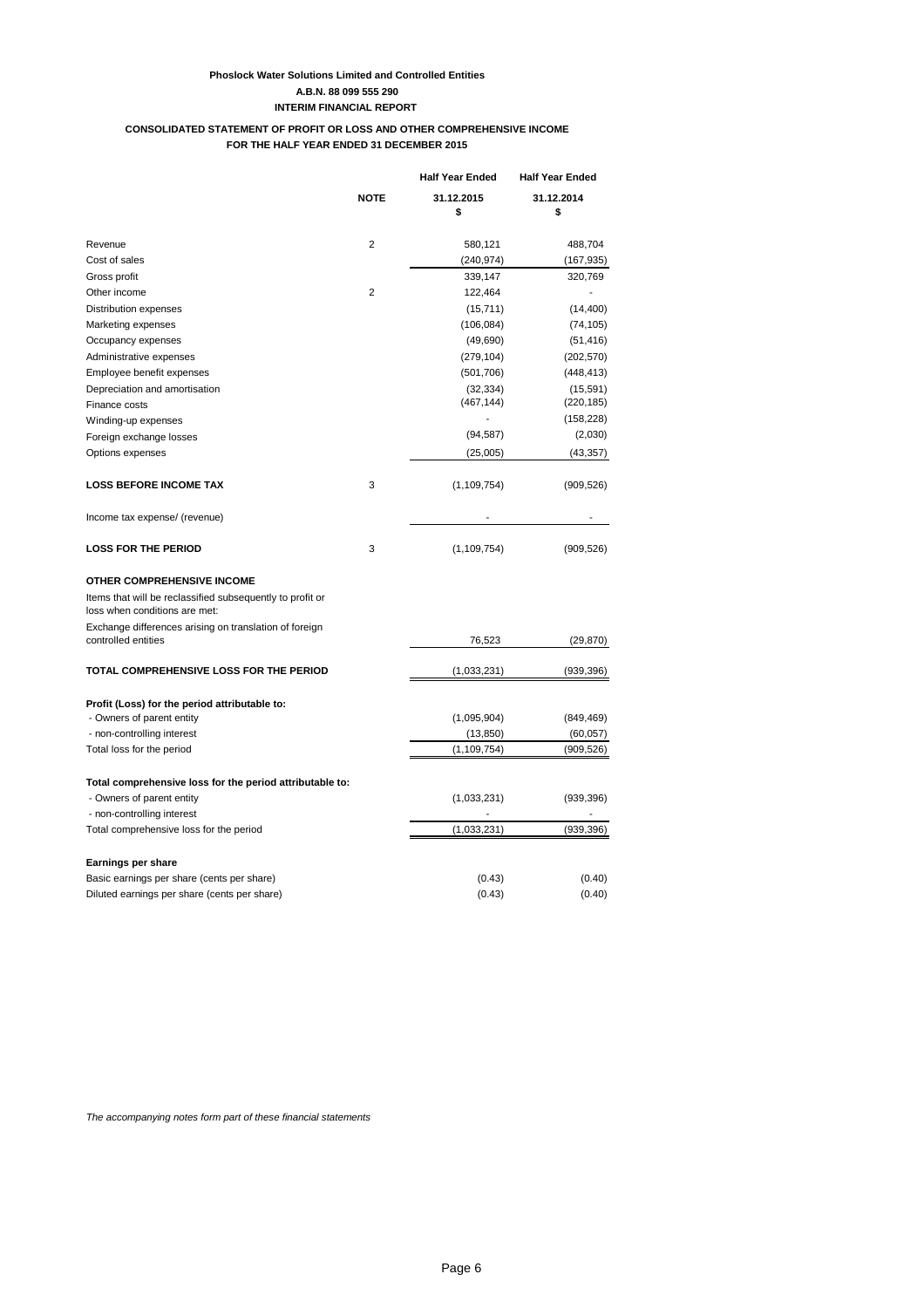**Phoslock Water Solutions Limited and Controlled Entities**
**A.B.N. 88 099 555 290**
**INTERIM FINANCIAL REPORT**

**CONSOLIDATED STATEMENT OF PROFIT OR LOSS AND OTHER COMPREHENSIVE INCOME**
**FOR THE HALF YEAR ENDED 31 DECEMBER 2015**

| | NOTE | Half Year Ended 31.12.2015 $ | Half Year Ended 31.12.2014 $ |
|---|---|---|---|
| Revenue | 2 | 580,121 | 488,704 |
| Cost of sales | | (240,974) | (167,935) |
| Gross profit | | 339,147 | 320,769 |
| Other income | 2 | 122,464 | - |
| Distribution expenses | | (15,711) | (14,400) |
| Marketing expenses | | (106,084) | (74,105) |
| Occupancy expenses | | (49,690) | (51,416) |
| Administrative expenses | | (279,104) | (202,570) |
| Employee benefit expenses | | (501,706) | (448,413) |
| Depreciation and amortisation | | (32,334) | (15,591) |
| Finance costs | | (467,144) | (220,185) |
| Winding-up expenses | | - | (158,228) |
| Foreign exchange losses | | (94,587) | (2,030) |
| Options expenses | | (25,005) | (43,357) |
| **LOSS BEFORE INCOME TAX** | 3 | (1,109,754) | (909,526) |
| Income tax expense/ (revenue) | | - | - |
| **LOSS FOR THE PERIOD** | 3 | (1,109,754) | (909,526) |
| **OTHER COMPREHENSIVE INCOME** | | | |
| Items that will be reclassified subsequently to profit or loss when conditions are met: | | | |
| Exchange differences arising on translation of foreign controlled entities | | 76,523 | (29,870) |
| **TOTAL COMPREHENSIVE LOSS FOR THE PERIOD** | | (1,033,231) | (939,396) |
| **Profit (Loss) for the period attributable to:** | | | |
| - Owners of parent entity | | (1,095,904) | (849,469) |
| - non-controlling interest | | (13,850) | (60,057) |
| Total loss for the period | | (1,109,754) | (909,526) |
| **Total comprehensive loss for the period attributable to:** | | | |
| - Owners of parent entity | | (1,033,231) | (939,396) |
| - non-controlling interest | | - | - |
| Total comprehensive loss for the period | | (1,033,231) | (939,396) |
| **Earnings per share** | | | |
| Basic earnings per share (cents per share) | | (0.43) | (0.40) |
| Diluted earnings per share (cents per share) | | (0.43) | (0.40) |

*The accompanying notes form part of these financial statements*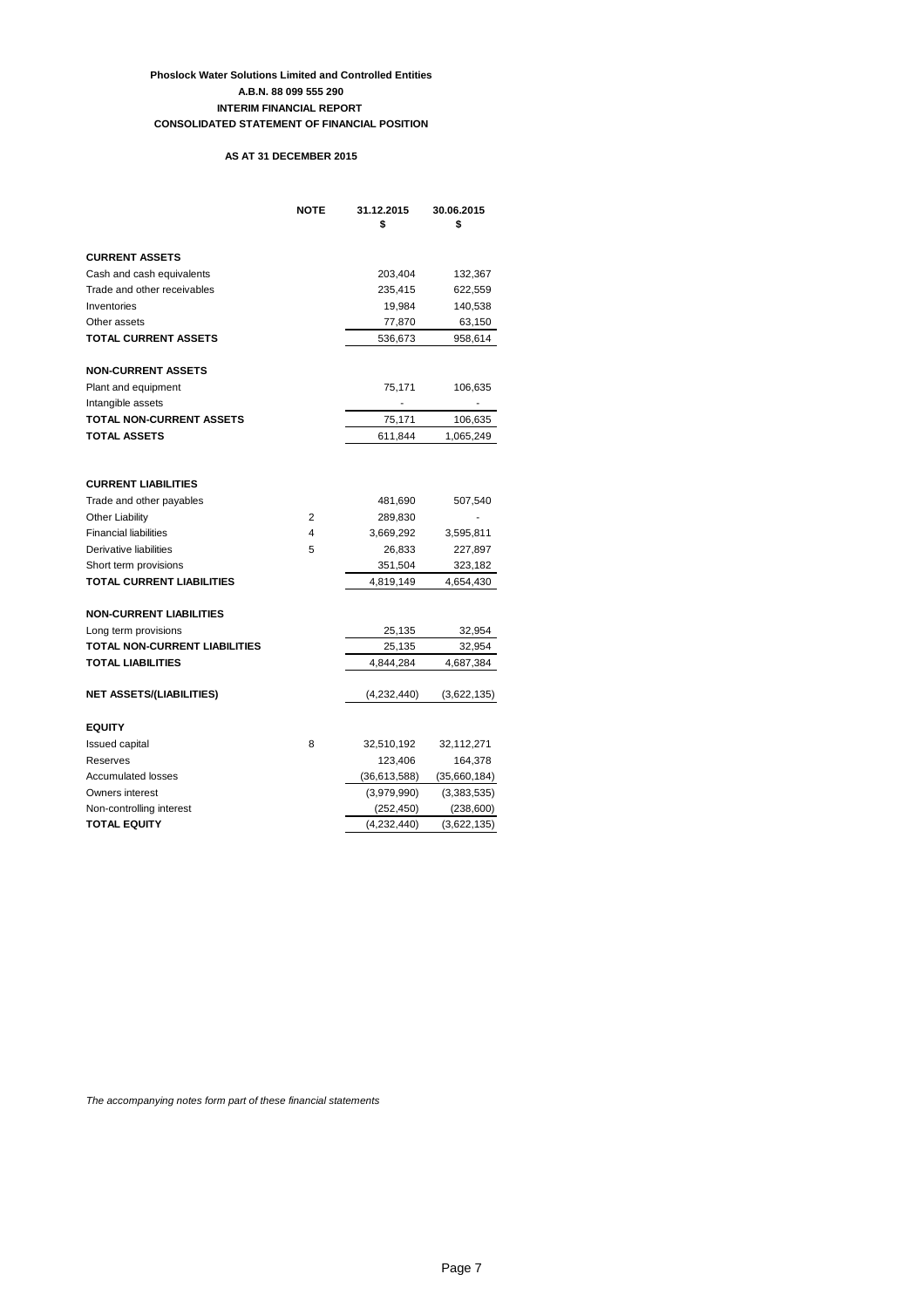**Phoslock Water Solutions Limited and Controlled Entities**
**A.B.N. 88 099 555 290**
**INTERIM FINANCIAL REPORT**
**CONSOLIDATED STATEMENT OF FINANCIAL POSITION**

**AS AT 31 DECEMBER 2015**

| | NOTE | 31.12.2015 $ | 30.06.2015 $ |
|---|---|---|---|
| **CURRENT ASSETS** | | | |
| Cash and cash equivalents | | 203,404 | 132,367 |
| Trade and other receivables | | 235,415 | 622,559 |
| Inventories | | 19,984 | 140,538 |
| Other assets | | 77,870 | 63,150 |
| **TOTAL CURRENT ASSETS** | | 536,673 | 958,614 |
| **NON-CURRENT ASSETS** | | | |
| Plant and equipment | | 75,171 | 106,635 |
| Intangible assets | | - | - |
| **TOTAL NON-CURRENT ASSETS** | | 75,171 | 106,635 |
| **TOTAL ASSETS** | | 611,844 | 1,065,249 |
| **CURRENT LIABILITIES** | | | |
| Trade and other payables | | 481,690 | 507,540 |
| Other Liability | 2 | 289,830 | - |
| Financial liabilities | 4 | 3,669,292 | 3,595,811 |
| Derivative liabilities | 5 | 26,833 | 227,897 |
| Short term provisions | | 351,504 | 323,182 |
| **TOTAL CURRENT LIABILITIES** | | 4,819,149 | 4,654,430 |
| **NON-CURRENT LIABILITIES** | | | |
| Long term provisions | | 25,135 | 32,954 |
| **TOTAL NON-CURRENT LIABILITIES** | | 25,135 | 32,954 |
| **TOTAL LIABILITIES** | | 4,844,284 | 4,687,384 |
| **NET ASSETS/(LIABILITIES)** | | (4,232,440) | (3,622,135) |
| **EQUITY** | | | |
| Issued capital | 8 | 32,510,192 | 32,112,271 |
| Reserves | | 123,406 | 164,378 |
| Accumulated losses | | (36,613,588) | (35,660,184) |
| Owners interest | | (3,979,990) | (3,383,535) |
| Non-controlling interest | | (252,450) | (238,600) |
| **TOTAL EQUITY** | | (4,232,440) | (3,622,135) |

*The accompanying notes form part of these financial statements*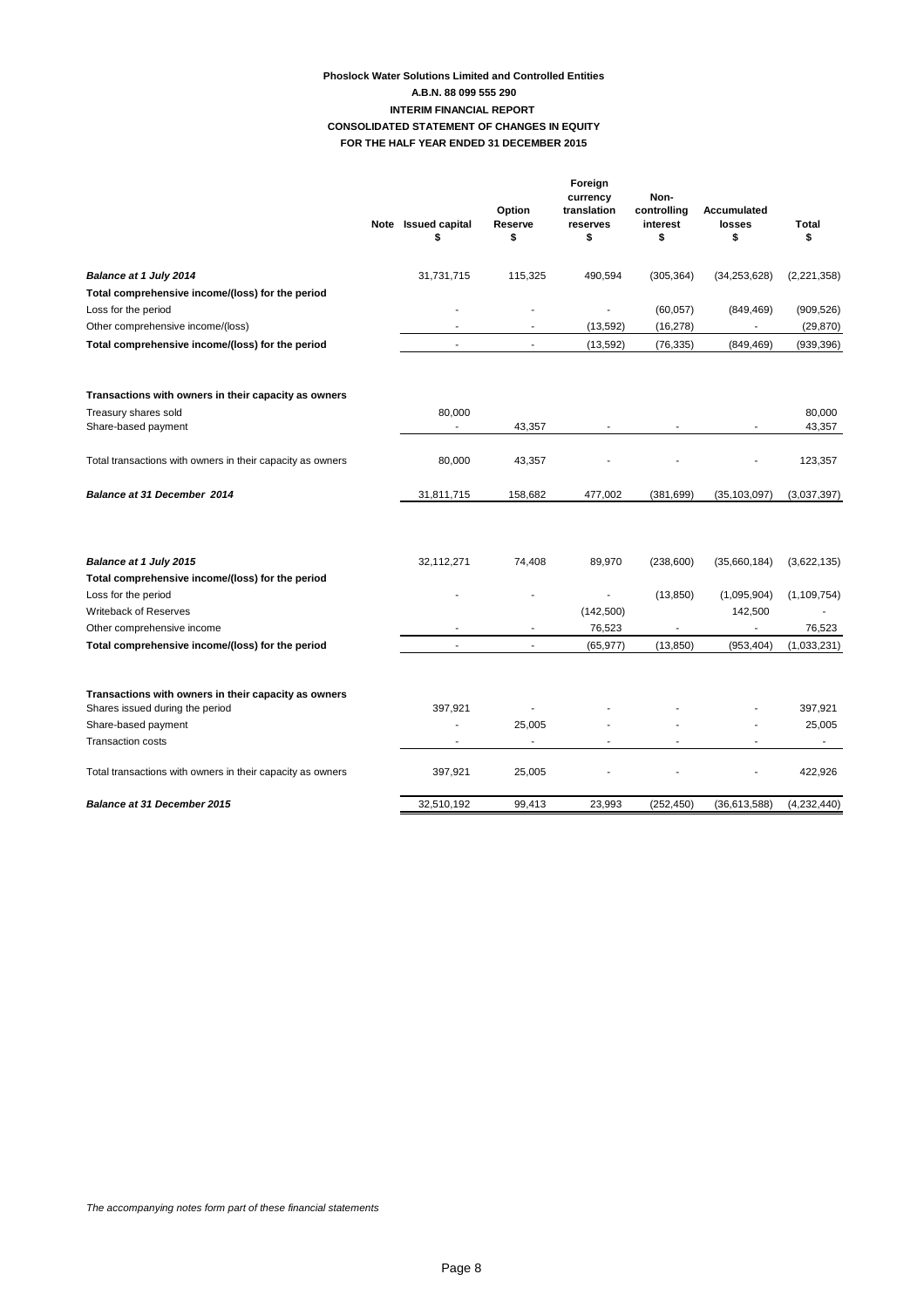**Phoslock Water Solutions Limited and Controlled Entities**
**A.B.N. 88 099 555 290**
**INTERIM FINANCIAL REPORT**
**CONSOLIDATED STATEMENT OF CHANGES IN EQUITY**
**FOR THE HALF YEAR ENDED 31 DECEMBER 2015**

| | Note | Issued capital<br>$ | Option Reserve<br>$ | Foreign currency translation reserves<br>$ | Non-controlling interest<br>$ | Accumulated losses<br>$ | Total<br>$ |
|---|---|---|---|---|---|---|---|
| ***Balance at 1 July 2014*** | | 31,731,715 | 115,325 | 490,594 | (305,364) | (34,253,628) | (2,221,358) |
| **Total comprehensive income/(loss) for the period** | | | | | | | |
| Loss for the period | | - | - | - | (60,057) | (849,469) | (909,526) |
| Other comprehensive income/(loss) | | - | - | (13,592) | (16,278) | - | (29,870) |
| **Total comprehensive income/(loss) for the period** | | - | - | (13,592) | (76,335) | (849,469) | (939,396) |
| **Transactions with owners in their capacity as owners** | | | | | | | |
| Treasury shares sold | | 80,000 | | | | | 80,000 |
| Share-based payment | | - | 43,357 | - | - | - | 43,357 |
| Total transactions with owners in their capacity as owners | | 80,000 | 43,357 | - | - | - | 123,357 |
| ***Balance at 31 December 2014*** | | 31,811,715 | 158,682 | 477,002 | (381,699) | (35,103,097) | (3,037,397) |
| ***Balance at 1 July 2015*** | | 32,112,271 | 74,408 | 89,970 | (238,600) | (35,660,184) | (3,622,135) |
| **Total comprehensive income/(loss) for the period** | | | | | | | |
| Loss for the period | | - | - | - | (13,850) | (1,095,904) | (1,109,754) |
| Writeback of Reserves | | | | (142,500) | | 142,500 | - |
| Other comprehensive income | | - | - | 76,523 | - | - | 76,523 |
| **Total comprehensive income/(loss) for the period** | | - | - | (65,977) | (13,850) | (953,404) | (1,033,231) |
| **Transactions with owners in their capacity as owners** | | | | | | | |
| Shares issued during the period | | 397,921 | - | - | - | - | 397,921 |
| Share-based payment | | - | 25,005 | - | - | - | 25,005 |
| Transaction costs | | - | - | - | - | - | - |
| Total transactions with owners in their capacity as owners | | 397,921 | 25,005 | - | - | - | 422,926 |
| ***Balance at 31 December 2015*** | | 32,510,192 | 99,413 | 23,993 | (252,450) | (36,613,588) | (4,232,440) |

*The accompanying notes form part of these financial statements*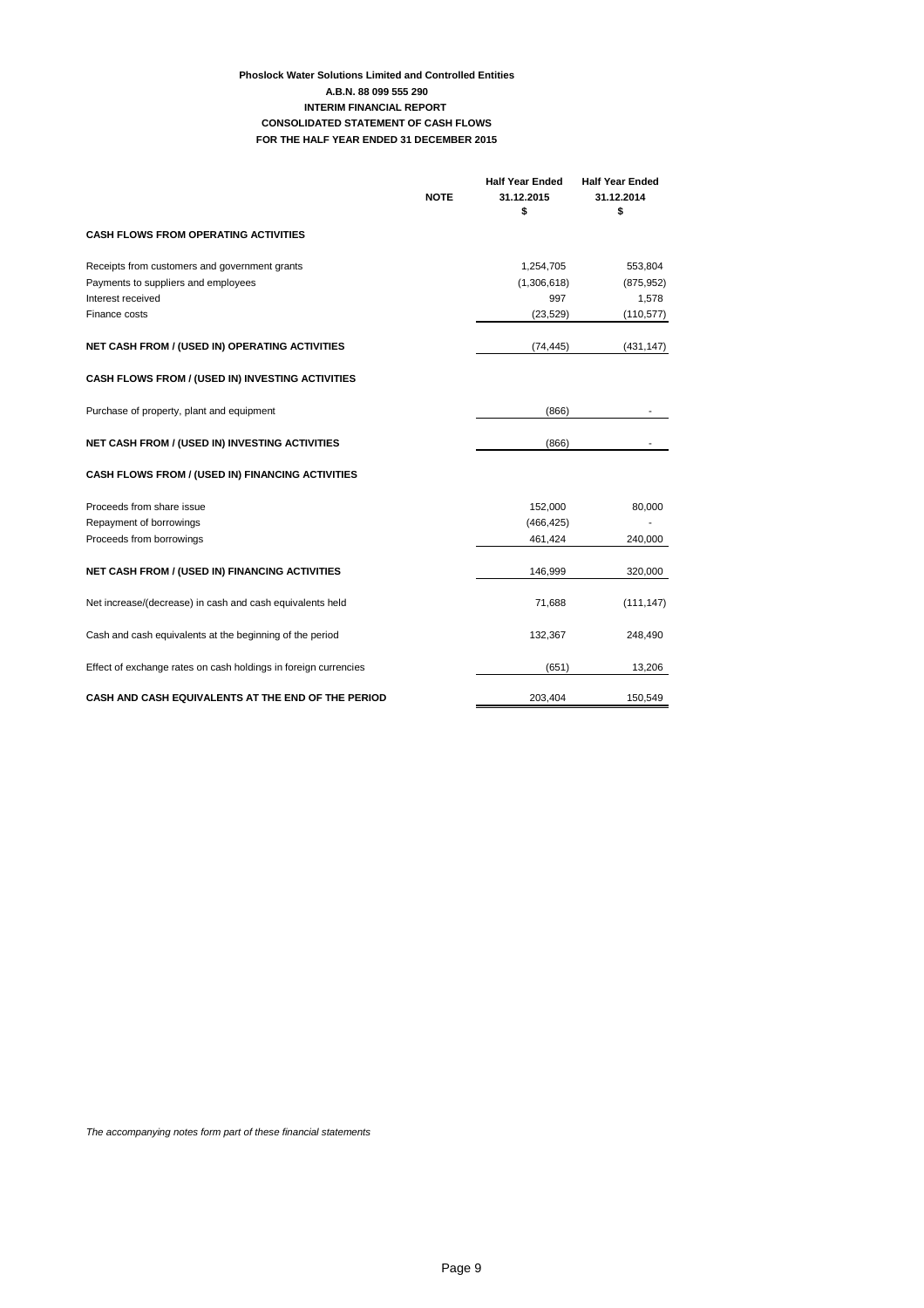**Phoslock Water Solutions Limited and Controlled Entities**
**A.B.N. 88 099 555 290**
**INTERIM FINANCIAL REPORT**
**CONSOLIDATED STATEMENT OF CASH FLOWS**
**FOR THE HALF YEAR ENDED 31 DECEMBER 2015**

| | NOTE | Half Year Ended 31.12.2015 $ | Half Year Ended 31.12.2014 $ |
|---|---|---|---|
| **CASH FLOWS FROM OPERATING ACTIVITIES** | | | |
| Receipts from customers and government grants | | 1,254,705 | 553,804 |
| Payments to suppliers and employees | | (1,306,618) | (875,952) |
| Interest received | | 997 | 1,578 |
| Finance costs | | (23,529) | (110,577) |
| **NET CASH FROM / (USED IN) OPERATING ACTIVITIES** | | (74,445) | (431,147) |
| **CASH FLOWS FROM / (USED IN) INVESTING ACTIVITIES** | | | |
| Purchase of property, plant and equipment | | (866) | - |
| **NET CASH FROM / (USED IN) INVESTING ACTIVITIES** | | (866) | - |
| **CASH FLOWS FROM / (USED IN) FINANCING ACTIVITIES** | | | |
| Proceeds from share issue | | 152,000 | 80,000 |
| Repayment of borrowings | | (466,425) | - |
| Proceeds from borrowings | | 461,424 | 240,000 |
| **NET CASH FROM / (USED IN) FINANCING ACTIVITIES** | | 146,999 | 320,000 |
| Net increase/(decrease) in cash and cash equivalents held | | 71,688 | (111,147) |
| Cash and cash equivalents at the beginning of the period | | 132,367 | 248,490 |
| Effect of exchange rates on cash holdings in foreign currencies | | (651) | 13,206 |
| **CASH AND CASH EQUIVALENTS AT THE END OF THE PERIOD** | | 203,404 | 150,549 |

*The accompanying notes form part of these financial statements*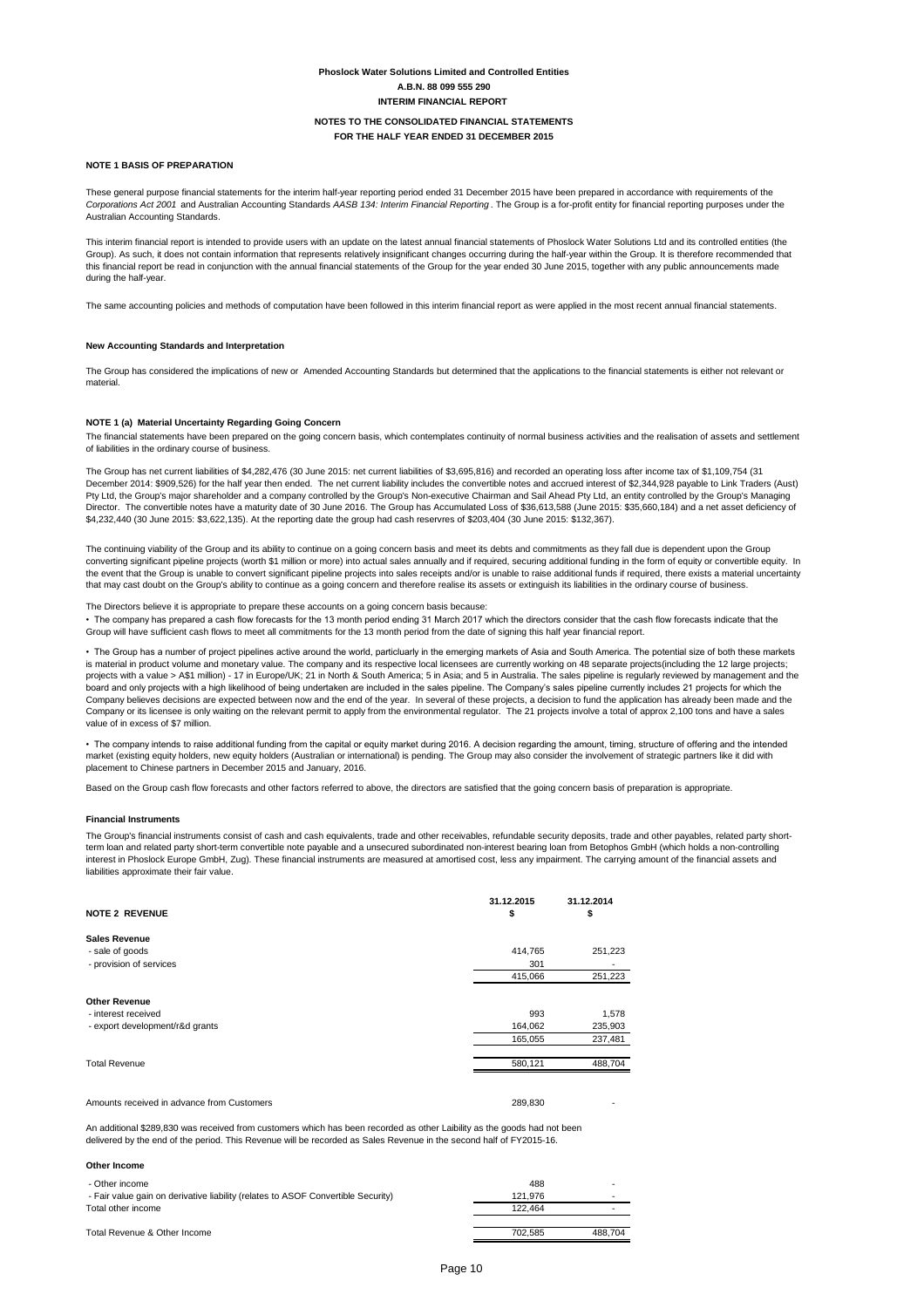**Phoslock Water Solutions Limited and Controlled Entities**
**A.B.N. 88 099 555 290**
**INTERIM FINANCIAL REPORT**

**NOTES TO THE CONSOLIDATED FINANCIAL STATEMENTS**
**FOR THE HALF YEAR ENDED 31 DECEMBER 2015**

### NOTE 1 BASIS OF PREPARATION

These general purpose financial statements for the interim half-year reporting period ended 31 December 2015 have been prepared in accordance with requirements of the *Corporations Act 2001* and Australian Accounting Standards *AASB 134: Interim Financial Reporting*. The Group is a for-profit entity for financial reporting purposes under the Australian Accounting Standards.

This interim financial report is intended to provide users with an update on the latest annual financial statements of Phoslock Water Solutions Ltd and its controlled entities (the Group). As such, it does not contain information that represents relatively insignificant changes occurring during the half-year within the Group. It is therefore recommended that this financial report be read in conjunction with the annual financial statements of the Group for the year ended 30 June 2015, together with any public announcements made during the half-year.

The same accounting policies and methods of computation have been followed in this interim financial report as were applied in the most recent annual financial statements.

#### New Accounting Standards and Interpretation

The Group has considered the implications of new or Amended Accounting Standards but determined that the applications to the financial statements is either not relevant or material.

### NOTE 1 (a) Material Uncertainty Regarding Going Concern

The financial statements have been prepared on the going concern basis, which contemplates continuity of normal business activities and the realisation of assets and settlement of liabilities in the ordinary course of business.

The Group has net current liabilities of $4,282,476 (30 June 2015: net current liabilities of $3,695,816) and recorded an operating loss after income tax of $1,109,754 (31 December 2014: $909,526) for the half year then ended. The net current liability includes the convertible notes and accrued interest of $2,344,928 payable to Link Traders (Aust) Pty Ltd, the Group's major shareholder and a company controlled by the Group's Non-executive Chairman and Sail Ahead Pty Ltd, an entity controlled by the Group's Managing Director. The convertible notes have a maturity date of 30 June 2016. The Group has Accumulated Loss of $36,613,588 (June 2015: $35,660,184) and a net asset deficiency of $4,232,440 (30 June 2015: $3,622,135). At the reporting date the group had cash reservres of $203,404 (30 June 2015: $132,367).

The continuing viability of the Group and its ability to continue on a going concern basis and meet its debts and commitments as they fall due is dependent upon the Group converting significant pipeline projects (worth $1 million or more) into actual sales annually and if required, securing additional funding in the form of equity or convertible equity. In the event that the Group is unable to convert significant pipeline projects into sales receipts and/or is unable to raise additional funds if required, there exists a material uncertainty that may cast doubt on the Group's ability to continue as a going concern and therefore realise its assets or extinguish its liabilities in the ordinary course of business.

The Directors believe it is appropriate to prepare these accounts on a going concern basis because:

• The company has prepared a cash flow forecasts for the 13 month period ending 31 March 2017 which the directors consider that the cash flow forecasts indicate that the Group will have sufficient cash flows to meet all commitments for the 13 month period from the date of signing this half year financial report.

• The Group has a number of project pipelines active around the world, particluarly in the emerging markets of Asia and South America. The potential size of both these markets is material in product volume and monetary value. The company and its respective local licensees are currently working on 48 separate projects(including the 12 large projects; projects with a value > A$1 million) - 17 in Europe/UK; 21 in North & South America; 5 in Asia; and 5 in Australia. The sales pipeline is regularly reviewed by management and the board and only projects with a high likelihood of being undertaken are included in the sales pipeline. The Company's sales pipeline currently includes 21 projects for which the Company believes decisions are expected between now and the end of the year. In several of these projects, a decision to fund the application has already been made and the Company or its licensee is only waiting on the relevant permit to apply from the environmental regulator. The 21 projects involve a total of approx 2,100 tons and have a sales value of in excess of $7 million.

• The company intends to raise additional funding from the capital or equity market during 2016. A decision regarding the amount, timing, structure of offering and the intended market (existing equity holders, new equity holders (Australian or international) is pending. The Group may also consider the involvement of strategic partners like it did with placement to Chinese partners in December 2015 and January, 2016.

Based on the Group cash flow forecasts and other factors referred to above, the directors are satisfied that the going concern basis of preparation is appropriate.

#### Financial Instruments

The Group's financial instruments consist of cash and cash equivalents, trade and other receivables, refundable security deposits, trade and other payables, related party short-term loan and related party short-term convertible note payable and a unsecured subordinated non-interest bearing loan from Betophos GmbH (which holds a non-controlling interest in Phoslock Europe GmbH, Zug). These financial instruments are measured at amortised cost, less any impairment. The carrying amount of the financial assets and liabilities approximate their fair value.

### NOTE 2 REVENUE

| | 31.12.2015<br>$ | 31.12.2014<br>$ |
|---|---|---|
| **Sales Revenue** | | |
| - sale of goods | 414,765 | 251,223 |
| - provision of services | 301 | - |
| | 415,066 | 251,223 |
| **Other Revenue** | | |
| - interest received | 993 | 1,578 |
| - export development/r&d grants | 164,062 | 235,903 |
| | 165,055 | 237,481 |
| Total Revenue | 580,121 | 488,704 |
| | | |
| Amounts received in advance from Customers | 289,830 | - |

An additional $289,830 was received from customers which has been recorded as other Laibility as the goods had not been delivered by the end of the period. This Revenue will be recorded as Sales Revenue in the second half of FY2015-16.

| **Other Income** | | |
|---|---|---|
| - Other income | 488 | - |
| - Fair value gain on derivative liability (relates to ASOF Convertible Security) | 121,976 | - |
| Total other income | 122,464 | - |
| | | |
| Total Revenue & Other Income | 702,585 | 488,704 |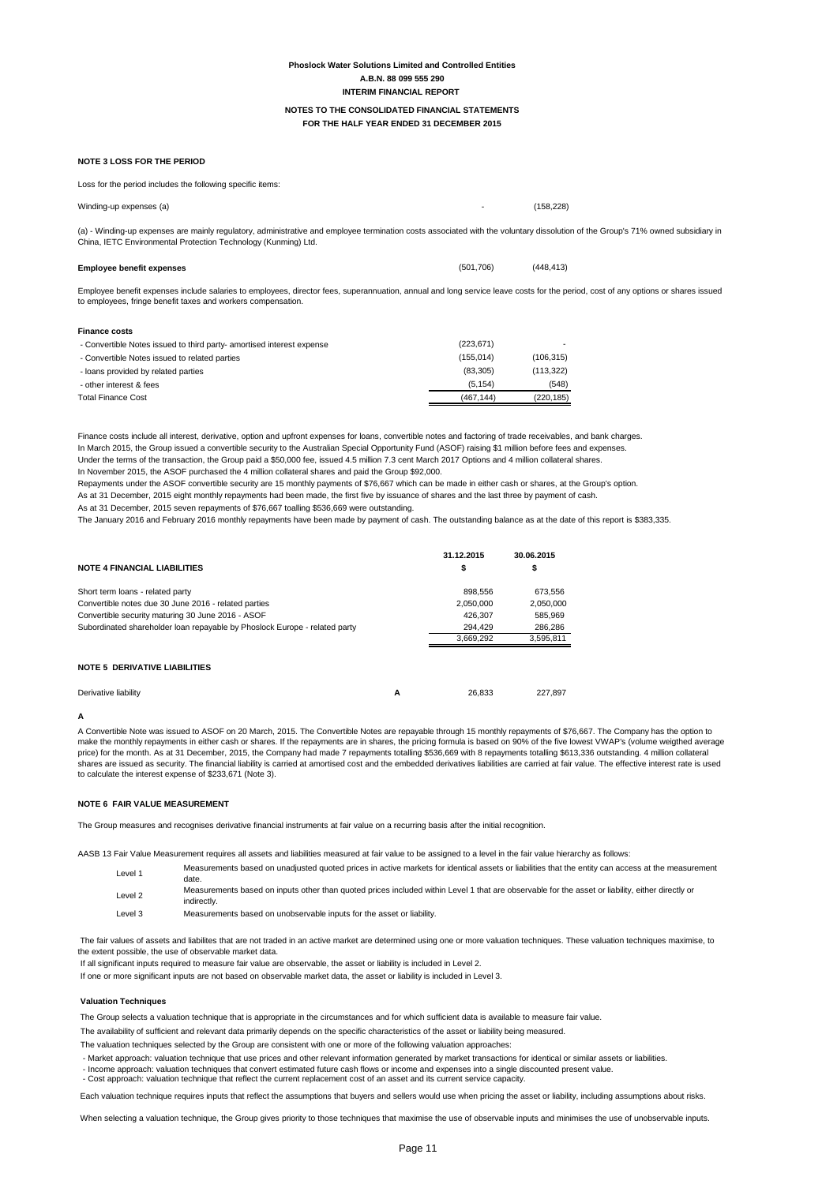**Phoslock Water Solutions Limited and Controlled Entities**
**A.B.N. 88 099 555 290**
**INTERIM FINANCIAL REPORT**

**NOTES TO THE CONSOLIDATED FINANCIAL STATEMENTS**
**FOR THE HALF YEAR ENDED 31 DECEMBER 2015**

## NOTE 3 LOSS FOR THE PERIOD

Loss for the period includes the following specific items:

| | | |
|---|---|---|
| Winding-up expenses (a) | - | (158,228) |

(a) - Winding-up expenses are mainly regulatory, administrative and employee termination costs associated with the voluntary dissolution of the Group's 71% owned subsidiary in China, IETC Environmental Protection Technology (Kunming) Ltd.

| | | |
|---|---|---|
| **Employee benefit expenses** | (501,706) | (448,413) |

Employee benefit expenses include salaries to employees, director fees, superannuation, annual and long service leave costs for the period, cost of any options or shares issued to employees, fringe benefit taxes and workers compensation.

**Finance costs**

| | | |
|---|---|---|
| - Convertible Notes issued to third party- amortised interest expense | (223,671) | - |
| - Convertible Notes issued to related parties | (155,014) | (106,315) |
| - loans provided by related parties | (83,305) | (113,322) |
| - other interest & fees | (5,154) | (548) |
| Total Finance Cost | (467,144) | (220,185) |

Finance costs include all interest, derivative, option and upfront expenses for loans, convertible notes and factoring of trade receivables, and bank charges.
In March 2015, the Group issued a convertible security to the Australian Special Opportunity Fund (ASOF) raising $1 million before fees and expenses.
Under the terms of the transaction, the Group paid a $50,000 fee, issued 4.5 million 7.3 cent March 2017 Options and 4 million collateral shares.
In November 2015, the ASOF purchased the 4 million collateral shares and paid the Group $92,000.
Repayments under the ASOF convertible security are 15 monthly payments of $76,667 which can be made in either cash or shares, at the Group's option.
As at 31 December, 2015 eight monthly repayments had been made, the first five by issuance of shares and the last three by payment of cash.
As at 31 December, 2015 seven repayments of $76,667 toalling $536,669 were outstanding.
The January 2016 and February 2016 monthly repayments have been made by payment of cash. The outstanding balance as at the date of this report is $383,335.

## NOTE 4 FINANCIAL LIABILITIES

| | 31.12.2015 $ | 30.06.2015 $ |
|---|---|---|
| Short term loans - related party | 898,556 | 673,556 |
| Convertible notes due 30 June 2016 - related parties | 2,050,000 | 2,050,000 |
| Convertible security maturing 30 June 2016 - ASOF | 426,307 | 585,969 |
| Subordinated shareholder loan repayable by Phoslock Europe - related party | 294,429 | 286,286 |
| | 3,669,292 | 3,595,811 |

## NOTE 5 DERIVATIVE LIABILITIES

| | | | |
|---|---|---|---|
| Derivative liability | A | 26,833 | 227,897 |

**A**

A Convertible Note was issued to ASOF on 20 March, 2015. The Convertible Notes are repayable through 15 monthly repayments of $76,667. The Company has the option to make the monthly repayments in either cash or shares. If the repayments are in shares, the pricing formula is based on 90% of the five lowest VWAP's (volume weigthed average price) for the month. As at 31 December, 2015, the Company had made 7 repayments totalling $536,669 with 8 repayments totalling $613,336 outstanding. 4 million collateral shares are issued as security. The financial liability is carried at amortised cost and the embedded derivatives liabilities are carried at fair value. The effective interest rate is used to calculate the interest expense of $233,671 (Note 3).

## NOTE 6 FAIR VALUE MEASUREMENT

The Group measures and recognises derivative financial instruments at fair value on a recurring basis after the initial recognition.

AASB 13 Fair Value Measurement requires all assets and liabilities measured at fair value to be assigned to a level in the fair value hierarchy as follows:

| | |
|---|---|
| Level 1 | Measurements based on unadjusted quoted prices in active markets for identical assets or liabilities that the entity can access at the measurement date. |
| Level 2 | Measurements based on inputs other than quoted prices included within Level 1 that are observable for the asset or liability, either directly or indirectly. |
| Level 3 | Measurements based on unobservable inputs for the asset or liability. |

The fair values of assets and liabilites that are not traded in an active market are determined using one or more valuation techniques. These valuation techniques maximise, to the extent possible, the use of observable market data.
If all significant inputs required to measure fair value are observable, the asset or liability is included in Level 2.
If one or more significant inputs are not based on observable market data, the asset or liability is included in Level 3.

**Valuation Techniques**

The Group selects a valuation technique that is appropriate in the circumstances and for which sufficient data is available to measure fair value.
The availability of sufficient and relevant data primarily depends on the specific characteristics of the asset or liability being measured.
The valuation techniques selected by the Group are consistent with one or more of the following valuation approaches:

- Market approach: valuation technique that use prices and other relevant information generated by market transactions for identical or similar assets or liabilities.
- Income approach: valuation techniques that convert estimated future cash flows or income and expenses into a single discounted present value.
- Cost approach: valuation technique that reflect the current replacement cost of an asset and its current service capacity.

Each valuation technique requires inputs that reflect the assumptions that buyers and sellers would use when pricing the asset or liability, including assumptions about risks.

When selecting a valuation technique, the Group gives priority to those techniques that maximise the use of observable inputs and minimises the use of unobservable inputs.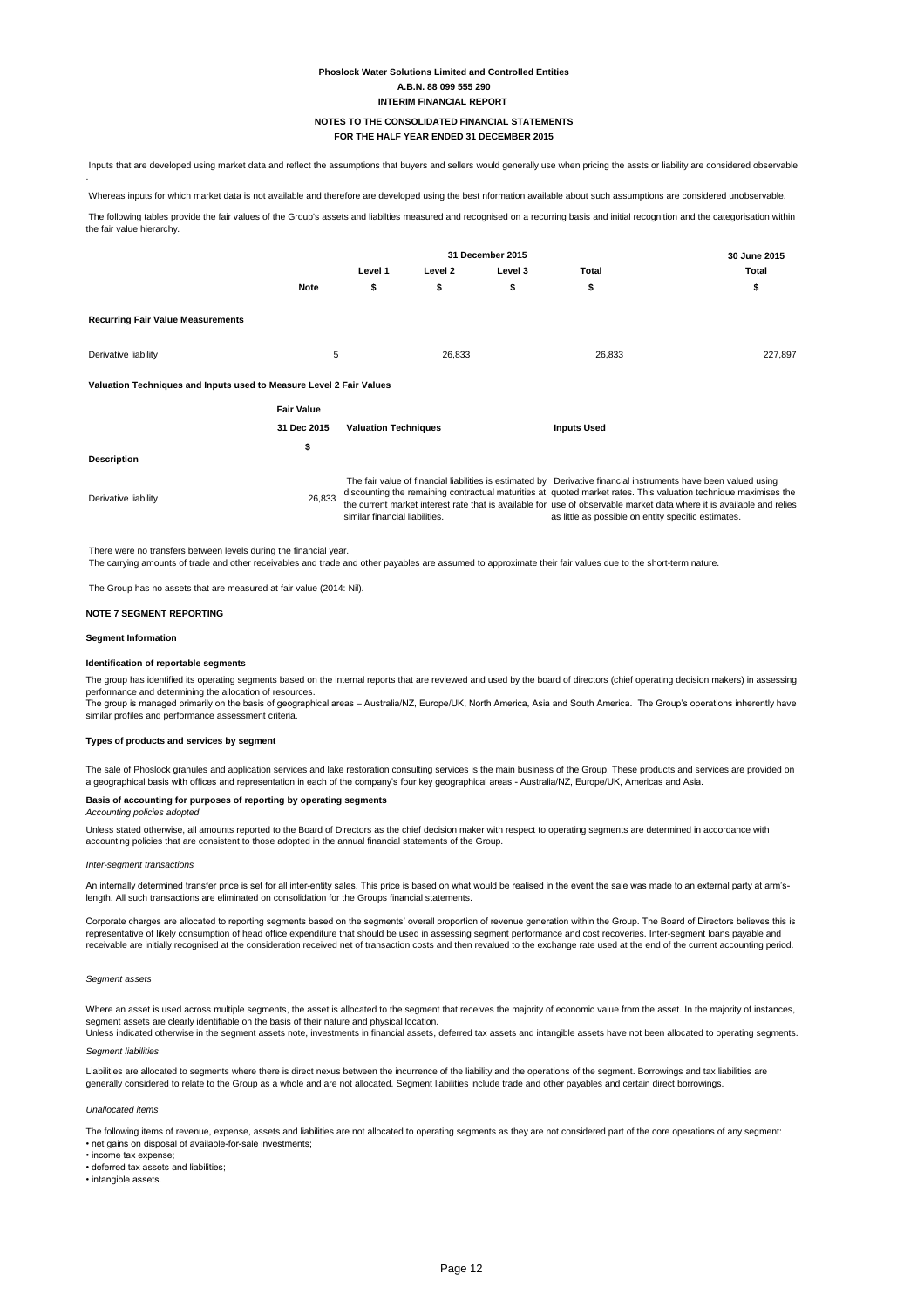Inputs that are developed using market data and reflect the assumptions that buyers and sellers would generally use when pricing the assts or liability are considered observable

.

Whereas inputs for which market data is not available and therefore are developed using the best nformation available about such assumptions are considered unobservable.

The following tables provide the fair values of the Group's assets and liabilties measured and recognised on a recurring basis and initial recognition and the categorisation within the fair value hierarchy.

| | | 31 December 2015 | | | | 30 June 2015 |
|---|---|---|---|---|---|---|
| | | Level 1 | Level 2 | Level 3 | Total | Total |
| | Note | $ | $ | $ | $ | $ |
| **Recurring Fair Value Measurements** | | | | | | |
| Derivative liability | 5 | | 26,833 | | 26,833 | 227,897 |

**Valuation Techniques and Inputs used to Measure Level 2 Fair Values**

| Description | Fair Value 31 Dec 2015 $ | Valuation Techniques | Inputs Used |
|---|---|---|---|
| Derivative liability | 26,833 | The fair value of financial liabilities is estimated by discounting the remaining contractual maturities at the current market interest rate that is available for similar financial liabilities. | Derivative financial instruments have been valued using quoted market rates. This valuation technique maximises the use of observable market data where it is available and relies as little as possible on entity specific estimates. |

There were no transfers between levels during the financial year.
The carrying amounts of trade and other receivables and trade and other payables are assumed to approximate their fair values due to the short-term nature.

The Group has no assets that are measured at fair value (2014: Nil).

## NOTE 7 SEGMENT REPORTING

**Segment Information**

**Identification of reportable segments**

The group has identified its operating segments based on the internal reports that are reviewed and used by the board of directors (chief operating decision makers) in assessing performance and determining the allocation of resources.
The group is managed primarily on the basis of geographical areas – Australia/NZ, Europe/UK, North America, Asia and South America. The Group's operations inherently have similar profiles and performance assessment criteria.

**Types of products and services by segment**

The sale of Phoslock granules and application services and lake restoration consulting services is the main business of the Group. These products and services are provided on a geographical basis with offices and representation in each of the company's four key geographical areas - Australia/NZ, Europe/UK, Americas and Asia.

**Basis of accounting for purposes of reporting by operating segments**
*Accounting policies adopted*

Unless stated otherwise, all amounts reported to the Board of Directors as the chief decision maker with respect to operating segments are determined in accordance with accounting policies that are consistent to those adopted in the annual financial statements of the Group.

*Inter-segment transactions*

An internally determined transfer price is set for all inter-entity sales. This price is based on what would be realised in the event the sale was made to an external party at arm's-length. All such transactions are eliminated on consolidation for the Groups financial statements.

Corporate charges are allocated to reporting segments based on the segments' overall proportion of revenue generation within the Group. The Board of Directors believes this is representative of likely consumption of head office expenditure that should be used in assessing segment performance and cost recoveries. Inter-segment loans payable and receivable are initially recognised at the consideration received net of transaction costs and then revalued to the exchange rate used at the end of the current accounting period.

*Segment assets*

Where an asset is used across multiple segments, the asset is allocated to the segment that receives the majority of economic value from the asset. In the majority of instances, segment assets are clearly identifiable on the basis of their nature and physical location.
Unless indicated otherwise in the segment assets note, investments in financial assets, deferred tax assets and intangible assets have not been allocated to operating segments.

*Segment liabilities*

Liabilities are allocated to segments where there is direct nexus between the incurrence of the liability and the operations of the segment. Borrowings and tax liabilities are generally considered to relate to the Group as a whole and are not allocated. Segment liabilities include trade and other payables and certain direct borrowings.

*Unallocated items*

The following items of revenue, expense, assets and liabilities are not allocated to operating segments as they are not considered part of the core operations of any segment:
• net gains on disposal of available-for-sale investments;
• income tax expense;
• deferred tax assets and liabilities;
• intangible assets.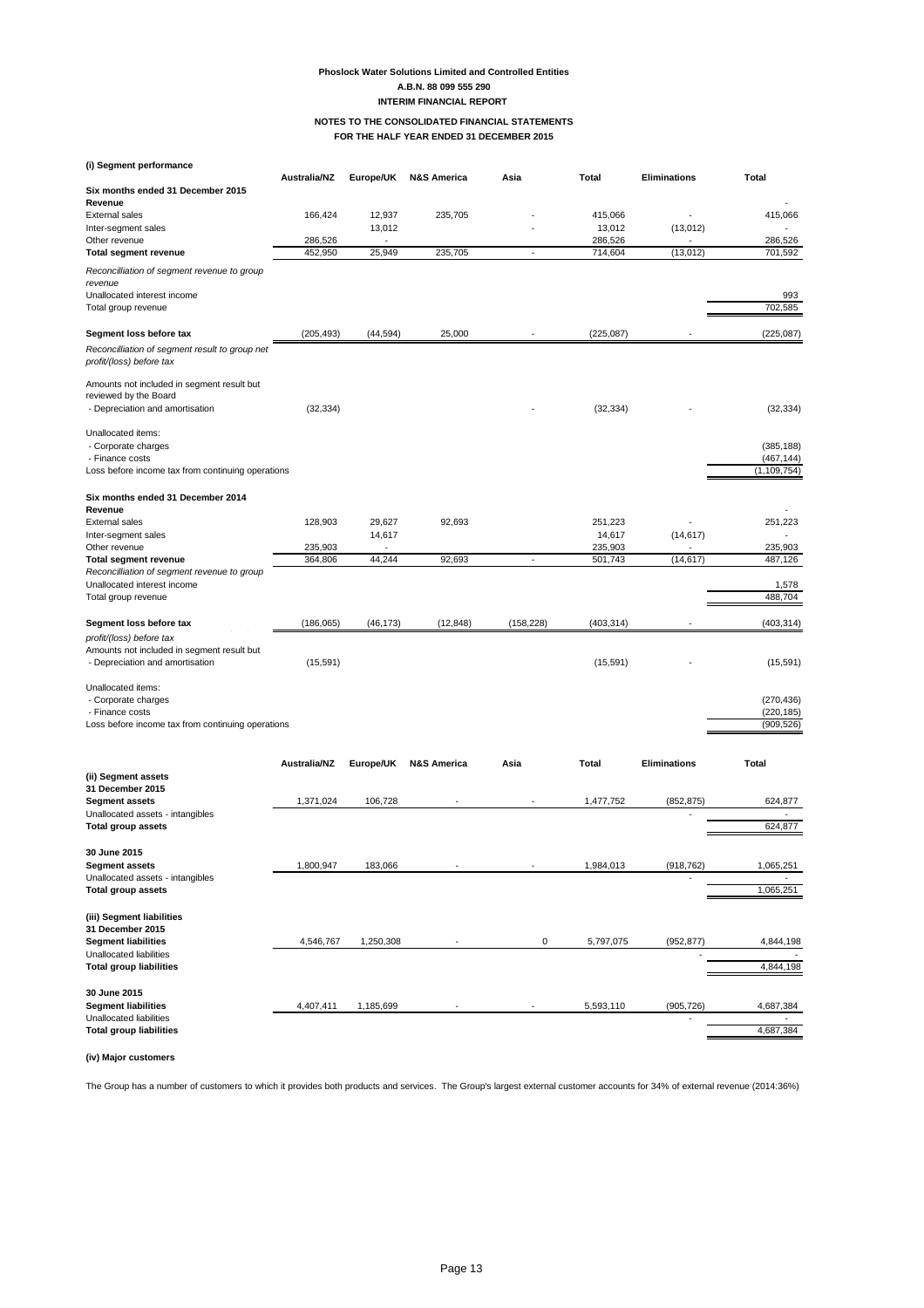**Phoslock Water Solutions Limited and Controlled Entities**
**A.B.N. 88 099 555 290**
**INTERIM FINANCIAL REPORT**

**NOTES TO THE CONSOLIDATED FINANCIAL STATEMENTS**
**FOR THE HALF YEAR ENDED 31 DECEMBER 2015**

**(i) Segment performance**

| | Australia/NZ | Europe/UK | N&S America | Asia | Total | Eliminations | Total |
|---|---|---|---|---|---|---|---|
| **Six months ended 31 December 2015** | | | | | | | |
| **Revenue** | | | | | | | - |
| External sales | 166,424 | 12,937 | 235,705 | - | 415,066 | - | 415,066 |
| Inter-segment sales | | 13,012 | | - | 13,012 | (13,012) | - |
| Other revenue | 286,526 | - | | | 286,526 | - | 286,526 |
| **Total segment revenue** | 452,950 | 25,949 | 235,705 | - | 714,604 | (13,012) | 701,592 |
| *Reconcilliation of segment revenue to group revenue* | | | | | | | |
| Unallocated interest income | | | | | | | 993 |
| Total group revenue | | | | | | | 702,585 |
| **Segment loss before tax** | (205,493) | (44,594) | 25,000 | - | (225,087) | - | (225,087) |
| *Reconcilliation of segment result to group net profit/(loss) before tax* | | | | | | | |
| Amounts not included in segment result but reviewed by the Board | | | | | | | |
| - Depreciation and amortisation | (32,334) | | | - | (32,334) | - | (32,334) |
| Unallocated items: | | | | | | | |
| - Corporate charges | | | | | | | (385,188) |
| - Finance costs | | | | | | | (467,144) |
| Loss before income tax from continuing operations | | | | | | | (1,109,754) |
| **Six months ended 31 December 2014** | | | | | | | |
| **Revenue** | | | | | | | - |
| External sales | 128,903 | 29,627 | 92,693 | | 251,223 | - | 251,223 |
| Inter-segment sales | | 14,617 | | | 14,617 | (14,617) | - |
| Other revenue | 235,903 | - | | | 235,903 | - | 235,903 |
| **Total segment revenue** | 364,806 | 44,244 | 92,693 | - | 501,743 | (14,617) | 487,126 |
| *Reconcilliation of segment revenue to group* | | | | | | | |
| Unallocated interest income | | | | | | | 1,578 |
| Total group revenue | | | | | | | 488,704 |
| **Segment loss before tax** | (186,065) | (46,173) | (12,848) | (158,228) | (403,314) | - | (403,314) |
| *profit/(loss) before tax* | | | | | | | |
| Amounts not included in segment result but | | | | | | | |
| - Depreciation and amortisation | (15,591) | | | | (15,591) | - | (15,591) |
| Unallocated items: | | | | | | | |
| - Corporate charges | | | | | | | (270,436) |
| - Finance costs | | | | | | | (220,185) |
| Loss before income tax from continuing operations | | | | | | | (909,526) |

| | Australia/NZ | Europe/UK | N&S America | Asia | Total | Eliminations | Total |
|---|---|---|---|---|---|---|---|
| **(ii) Segment assets** | | | | | | | |
| **31 December 2015** | | | | | | | |
| **Segment assets** | 1,371,024 | 106,728 | - | - | 1,477,752 | (852,875) | 624,877 |
| Unallocated assets - intangibles | | | | | | - | - |
| **Total group assets** | | | | | | | 624,877 |
| **30 June 2015** | | | | | | | |
| **Segment assets** | 1,800,947 | 183,066 | - | - | 1,984,013 | (918,762) | 1,065,251 |
| Unallocated assets - intangibles | | | | | | - | - |
| **Total group assets** | | | | | | | 1,065,251 |
| **(iii) Segment liabilities** | | | | | | | |
| **31 December 2015** | | | | | | | |
| **Segment liabilities** | 4,546,767 | 1,250,308 | - | 0 | 5,797,075 | (952,877) | 4,844,198 |
| Unallocated liabilities | | | | | | - | - |
| **Total group liabilities** | | | | | | | 4,844,198 |
| **30 June 2015** | | | | | | | |
| **Segment liabilities** | 4,407,411 | 1,185,699 | - | - | 5,593,110 | (905,726) | 4,687,384 |
| Unallocated liabilities | | | | | | - | - |
| **Total group liabilities** | | | | | | | 4,687,384 |

**(iv) Major customers**

The Group has a number of customers to which it provides both products and services. The Group's largest external customer accounts for 34% of external revenue (2014:36%)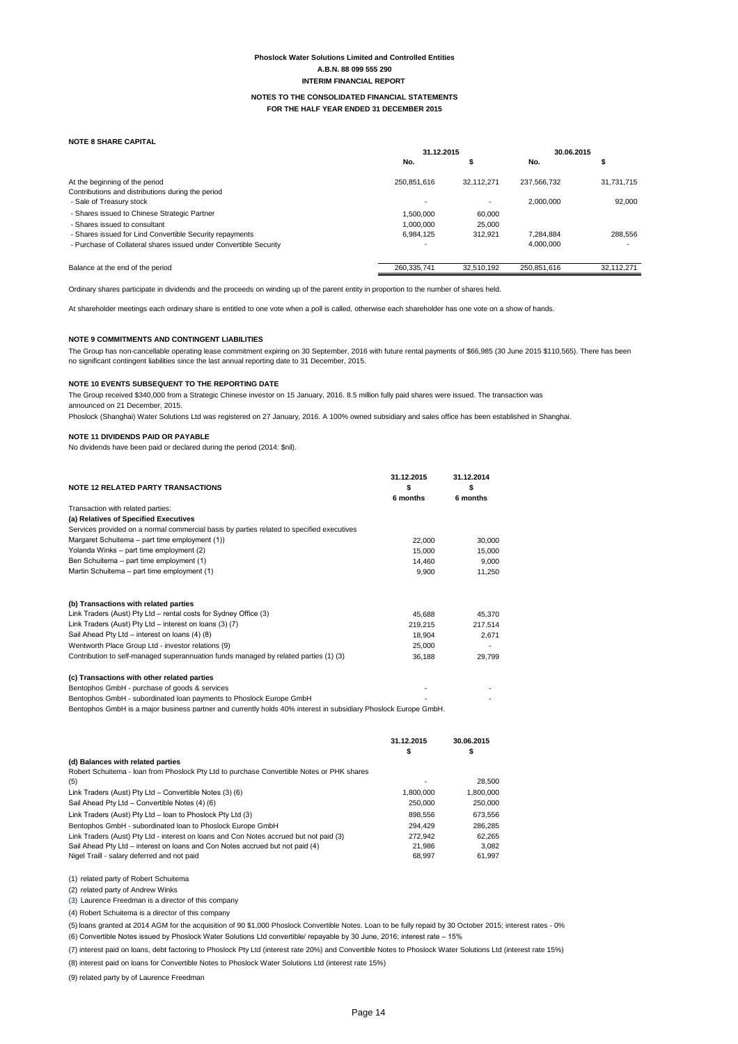**Phoslock Water Solutions Limited and Controlled Entities**
**A.B.N. 88 099 555 290**
**INTERIM FINANCIAL REPORT**

**NOTES TO THE CONSOLIDATED FINANCIAL STATEMENTS**
**FOR THE HALF YEAR ENDED 31 DECEMBER 2015**

## NOTE 8 SHARE CAPITAL

| | 31.12.2015 | | 30.06.2015 | |
|---|---|---|---|---|
| | No. | $ | No. | $ |
| At the beginning of the period | 250,851,616 | 32,112,271 | 237,566,732 | 31,731,715 |
| Contributions and distributions during the period | | | | |
| - Sale of Treasury stock | - | - | 2,000,000 | 92,000 |
| - Shares issued to Chinese Strategic Partner | 1,500,000 | 60,000 | | |
| - Shares issued to consultant | 1,000,000 | 25,000 | | |
| - Shares issued for Lind Convertible Security repayments | 6,984,125 | 312,921 | 7,284,884 | 288,556 |
| - Purchase of Collateral shares issued under Convertible Security | - | | 4,000,000 | - |
| Balance at the end of the period | 260,335,741 | 32,510,192 | 250,851,616 | 32,112,271 |

Ordinary shares participate in dividends and the proceeds on winding up of the parent entity in proportion to the number of shares held.

At shareholder meetings each ordinary share is entitled to one vote when a poll is called, otherwise each shareholder has one vote on a show of hands.

## NOTE 9 COMMITMENTS AND CONTINGENT LIABILITIES

The Group has non-cancellable operating lease commitment expiring on 30 September, 2016 with future rental payments of $66,985 (30 June 2015 $110,565). There has been no significant contingent liabilities since the last annual reporting date to 31 December, 2015.

## NOTE 10 EVENTS SUBSEQUENT TO THE REPORTING DATE

The Group received $340,000 from a Strategic Chinese investor on 15 January, 2016. 8.5 million fully paid shares were issued. The transaction was announced on 21 December, 2015.

Phoslock (Shanghai) Water Solutions Ltd was registered on 27 January, 2016. A 100% owned subsidiary and sales office has been established in Shanghai.

## NOTE 11 DIVIDENDS PAID OR PAYABLE

No dividends have been paid or declared during the period (2014: $nil).

## NOTE 12 RELATED PARTY TRANSACTIONS

| | 31.12.2015 | 31.12.2014 |
|---|---|---|
| | $ | $ |
| | 6 months | 6 months |
| Transaction with related parties: | | |
| **(a) Relatives of Specified Executives** | | |
| Services provided on a normal commercial basis by parties related to specified executives | | |
| Margaret Schuitema – part time employment (1)) | 22,000 | 30,000 |
| Yolanda Winks – part time employment (2) | 15,000 | 15,000 |
| Ben Schuitema – part time employment (1) | 14,460 | 9,000 |
| Martin Schuitema – part time employment (1) | 9,900 | 11,250 |
| **(b) Transactions with related parties** | | |
| Link Traders (Aust) Pty Ltd – rental costs for Sydney Office (3) | 45,688 | 45,370 |
| Link Traders (Aust) Pty Ltd – interest on loans (3) (7) | 219,215 | 217,514 |
| Sail Ahead Pty Ltd – interest on loans (4) (8) | 18,904 | 2,671 |
| Wentworth Place Group Ltd - investor relations (9) | 25,000 | - |
| Contribution to self-managed superannuation funds managed by related parties (1) (3) | 36,188 | 29,799 |
| **(c) Transactions with other related parties** | | |
| Bentophos GmbH - purchase of goods & services | - | - |
| Bentophos GmbH - subordinated loan payments to Phoslock Europe GmbH | - | - |

Bentophos GmbH is a major business partner and currently holds 40% interest in subsidiary Phoslock Europe GmbH.

| | 31.12.2015 | 30.06.2015 |
|---|---|---|
| | $ | $ |
| **(d) Balances with related parties** | | |
| Robert Schuitema - loan from Phoslock Pty Ltd to purchase Convertible Notes or PHK shares (5) | - | 28,500 |
| Link Traders (Aust) Pty Ltd – Convertible Notes (3) (6) | 1,800,000 | 1,800,000 |
| Sail Ahead Pty Ltd – Convertible Notes (4) (6) | 250,000 | 250,000 |
| Link Traders (Aust) Pty Ltd – loan to Phoslock Pty Ltd (3) | 898,556 | 673,556 |
| Bentophos GmbH - subordinated loan to Phoslock Europe GmbH | 294,429 | 286,285 |
| Link Traders (Aust) Pty Ltd - interest on loans and Con Notes accrued but not paid (3) | 272,942 | 62,265 |
| Sail Ahead Pty Ltd – interest on loans and Con Notes accrued but not paid (4) | 21,986 | 3,082 |
| Nigel Traill - salary deferred and not paid | 68,997 | 61,997 |

(1) related party of Robert Schuitema

(2) related party of Andrew Winks

(3) Laurence Freedman is a director of this company

(4) Robert Schuitema is a director of this company

(5) loans granted at 2014 AGM for the acquisition of 90 $1,000 Phoslock Convertible Notes. Loan to be fully repaid by 30 October 2015; interest rates - 0%

(6) Convertible Notes issued by Phoslock Water Solutions Ltd convertible/ repayable by 30 June, 2016; interest rate – 15%

(7) interest paid on loans, debt factoring to Phoslock Pty Ltd (interest rate 20%) and Convertible Notes to Phoslock Water Solutions Ltd (interest rate 15%)

(8) interest paid on loans for Convertible Notes to Phoslock Water Solutions Ltd (interest rate 15%)

(9) related party by of Laurence Freedman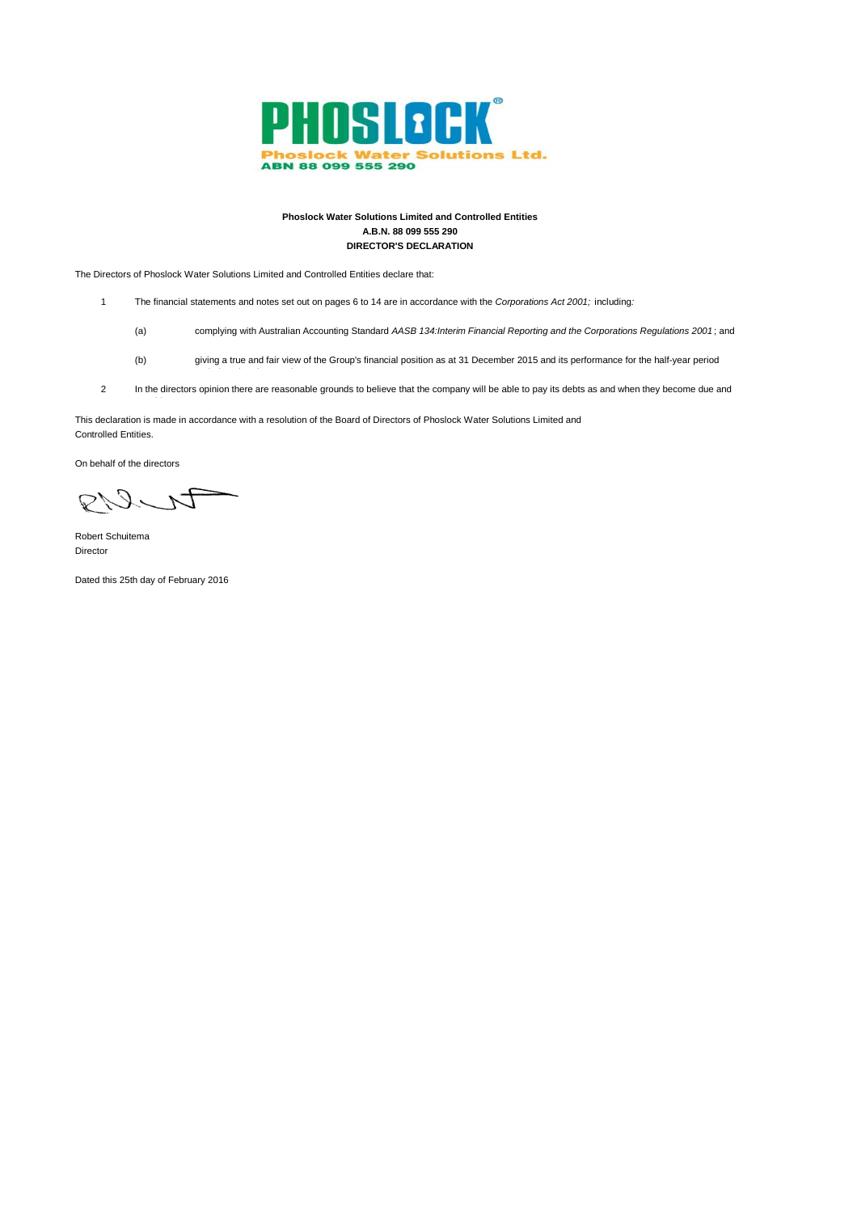PHOSLOCK®

Phoslock Water Solutions Ltd.
ABN 88 099 555 290

**Phoslock Water Solutions Limited and Controlled Entities**
**A.B.N. 88 099 555 290**
**DIRECTOR'S DECLARATION**

The Directors of Phoslock Water Solutions Limited and Controlled Entities declare that:

1. The financial statements and notes set out on pages 6 to 14 are in accordance with the *Corporations Act 2001;* including:

   (a) complying with Australian Accounting Standard *AASB 134:Interim Financial Reporting and the Corporations Regulations 2001*; and

   (b) giving a true and fair view of the Group's financial position as at 31 December 2015 and its performance for the half-year period

2. In the directors opinion there are reasonable grounds to believe that the company will be able to pay its debts as and when they become due and

This declaration is made in accordance with a resolution of the Board of Directors of Phoslock Water Solutions Limited and Controlled Entities.

On behalf of the directors

Robert Schuitema
Director

Dated this 25th day of February 2016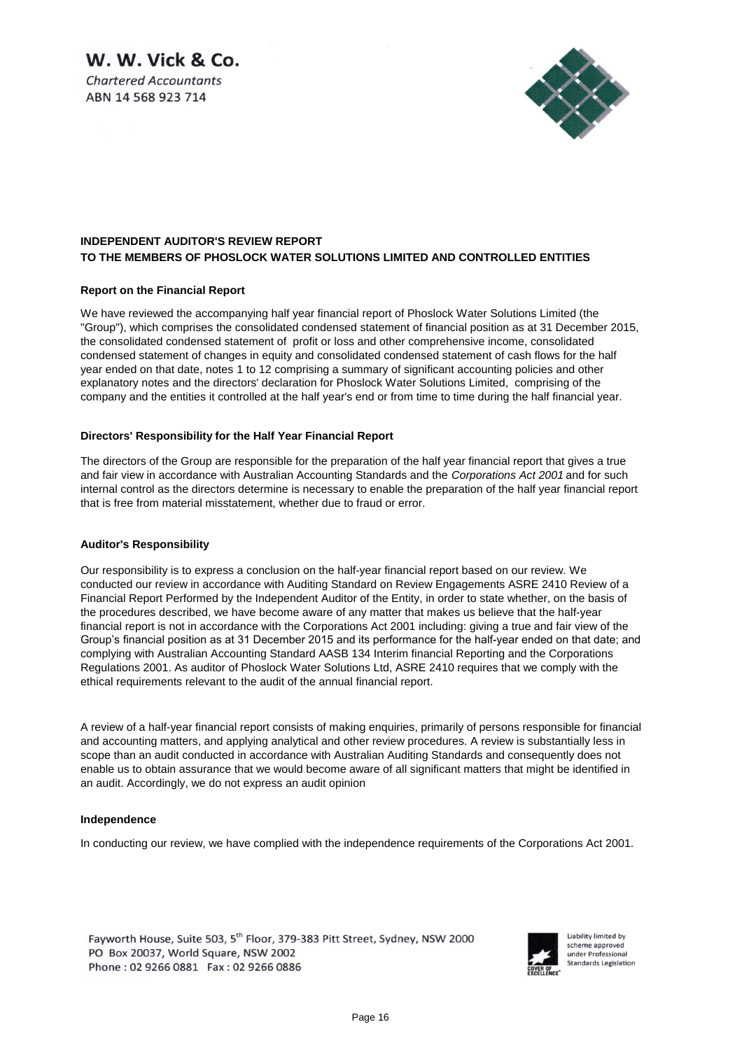**W. W. Vick & Co.**
*Chartered Accountants*
ABN 14 568 923 714

**INDEPENDENT AUDITOR'S REVIEW REPORT**
**TO THE MEMBERS OF PHOSLOCK WATER SOLUTIONS LIMITED AND CONTROLLED ENTITIES**

**Report on the Financial Report**

We have reviewed the accompanying half year financial report of Phoslock Water Solutions Limited (the "Group"), which comprises the consolidated condensed statement of financial position as at 31 December 2015, the consolidated condensed statement of profit or loss and other comprehensive income, consolidated condensed statement of changes in equity and consolidated condensed statement of cash flows for the half year ended on that date, notes 1 to 12 comprising a summary of significant accounting policies and other explanatory notes and the directors' declaration for Phoslock Water Solutions Limited, comprising of the company and the entities it controlled at the half year's end or from time to time during the half financial year.

**Directors' Responsibility for the Half Year Financial Report**

The directors of the Group are responsible for the preparation of the half year financial report that gives a true and fair view in accordance with Australian Accounting Standards and the *Corporations Act 2001* and for such internal control as the directors determine is necessary to enable the preparation of the half year financial report that is free from material misstatement, whether due to fraud or error.

**Auditor's Responsibility**

Our responsibility is to express a conclusion on the half-year financial report based on our review. We conducted our review in accordance with Auditing Standard on Review Engagements ASRE 2410 Review of a Financial Report Performed by the Independent Auditor of the Entity, in order to state whether, on the basis of the procedures described, we have become aware of any matter that makes us believe that the half-year financial report is not in accordance with the Corporations Act 2001 including: giving a true and fair view of the Group's financial position as at 31 December 2015 and its performance for the half-year ended on that date; and complying with Australian Accounting Standard AASB 134 Interim financial Reporting and the Corporations Regulations 2001. As auditor of Phoslock Water Solutions Ltd, ASRE 2410 requires that we comply with the ethical requirements relevant to the audit of the annual financial report.

A review of a half-year financial report consists of making enquiries, primarily of persons responsible for financial and accounting matters, and applying analytical and other review procedures. A review is substantially less in scope than an audit conducted in accordance with Australian Auditing Standards and consequently does not enable us to obtain assurance that we would become aware of all significant matters that might be identified in an audit. Accordingly, we do not express an audit opinion

**Independence**

In conducting our review, we have complied with the independence requirements of the Corporations Act 2001.

Fayworth House, Suite 503, 5th Floor, 379-383 Pitt Street, Sydney, NSW 2000
PO Box 20037, World Square, NSW 2002
Phone : 02 9266 0881 Fax : 02 9266 0886

Liability limited by scheme approved under Professional Standards Legislation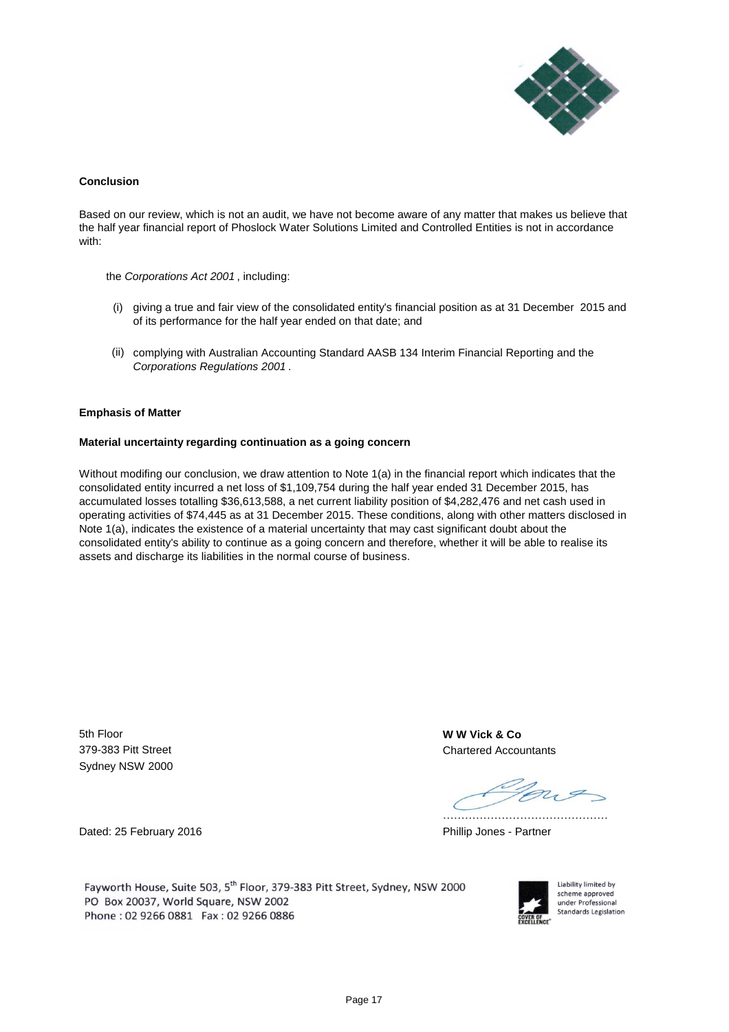**Conclusion**

Based on our review, which is not an audit, we have not become aware of any matter that makes us believe that the half year financial report of Phoslock Water Solutions Limited and Controlled Entities is not in accordance with:

the *Corporations Act 2001* , including:

(i) giving a true and fair view of the consolidated entity's financial position as at 31 December 2015 and of its performance for the half year ended on that date; and

(ii) complying with Australian Accounting Standard AASB 134 Interim Financial Reporting and the *Corporations Regulations 2001* .

**Emphasis of Matter**

**Material uncertainty regarding continuation as a going concern**

Without modifing our conclusion, we draw attention to Note 1(a) in the financial report which indicates that the consolidated entity incurred a net loss of $1,109,754 during the half year ended 31 December 2015, has accumulated losses totalling $36,613,588, a net current liability position of $4,282,476 and net cash used in operating activities of $74,445 as at 31 December 2015. These conditions, along with other matters disclosed in Note 1(a), indicates the existence of a material uncertainty that may cast significant doubt about the consolidated entity's ability to continue as a going concern and therefore, whether it will be able to realise its assets and discharge its liabilities in the normal course of business.

5th Floor
379-383 Pitt Street
Sydney NSW 2000

**W W Vick & Co**
Chartered Accountants

……………………………………
Phillip Jones - Partner

Dated: 25 February 2016

Fayworth House, Suite 503, 5th Floor, 379-383 Pitt Street, Sydney, NSW 2000
PO Box 20037, World Square, NSW 2002
Phone : 02 9266 0881 Fax : 02 9266 0886

Liability limited by scheme approved under Professional Standards Legislation